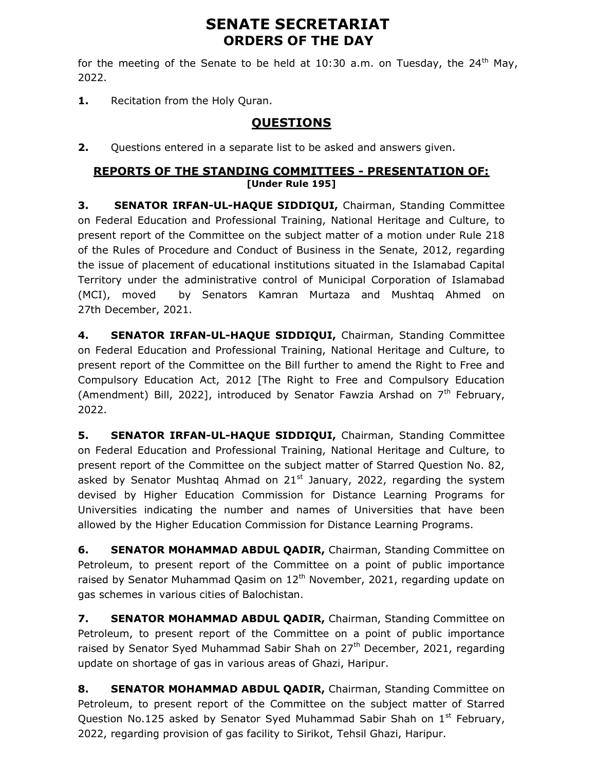# SENATE SECRETARIAT
## ORDERS OF THE DAY

for the meeting of the Senate to be held at 10:30 a.m. on Tuesday, the 24th May, 2022.

**1.** Recitation from the Holy Quran.

## QUESTIONS

**2.** Questions entered in a separate list to be asked and answers given.

### REPORTS OF THE STANDING COMMITTEES - PRESENTATION OF:
**[Under Rule 195]**

**3. SENATOR IRFAN-UL-HAQUE SIDDIQUI,** Chairman, Standing Committee on Federal Education and Professional Training, National Heritage and Culture, to present report of the Committee on the subject matter of a motion under Rule 218 of the Rules of Procedure and Conduct of Business in the Senate, 2012, regarding the issue of placement of educational institutions situated in the Islamabad Capital Territory under the administrative control of Municipal Corporation of Islamabad (MCI), moved by Senators Kamran Murtaza and Mushtaq Ahmed on 27th December, 2021.

**4. SENATOR IRFAN-UL-HAQUE SIDDIQUI,** Chairman, Standing Committee on Federal Education and Professional Training, National Heritage and Culture, to present report of the Committee on the Bill further to amend the Right to Free and Compulsory Education Act, 2012 [The Right to Free and Compulsory Education (Amendment) Bill, 2022], introduced by Senator Fawzia Arshad on 7th February, 2022.

**5. SENATOR IRFAN-UL-HAQUE SIDDIQUI,** Chairman, Standing Committee on Federal Education and Professional Training, National Heritage and Culture, to present report of the Committee on the subject matter of Starred Question No. 82, asked by Senator Mushtaq Ahmad on 21st January, 2022, regarding the system devised by Higher Education Commission for Distance Learning Programs for Universities indicating the number and names of Universities that have been allowed by the Higher Education Commission for Distance Learning Programs.

**6. SENATOR MOHAMMAD ABDUL QADIR,** Chairman, Standing Committee on Petroleum, to present report of the Committee on a point of public importance raised by Senator Muhammad Qasim on 12th November, 2021, regarding update on gas schemes in various cities of Balochistan.

**7. SENATOR MOHAMMAD ABDUL QADIR,** Chairman, Standing Committee on Petroleum, to present report of the Committee on a point of public importance raised by Senator Syed Muhammad Sabir Shah on 27th December, 2021, regarding update on shortage of gas in various areas of Ghazi, Haripur.

**8. SENATOR MOHAMMAD ABDUL QADIR,** Chairman, Standing Committee on Petroleum, to present report of the Committee on the subject matter of Starred Question No.125 asked by Senator Syed Muhammad Sabir Shah on 1st February, 2022, regarding provision of gas facility to Sirikot, Tehsil Ghazi, Haripur.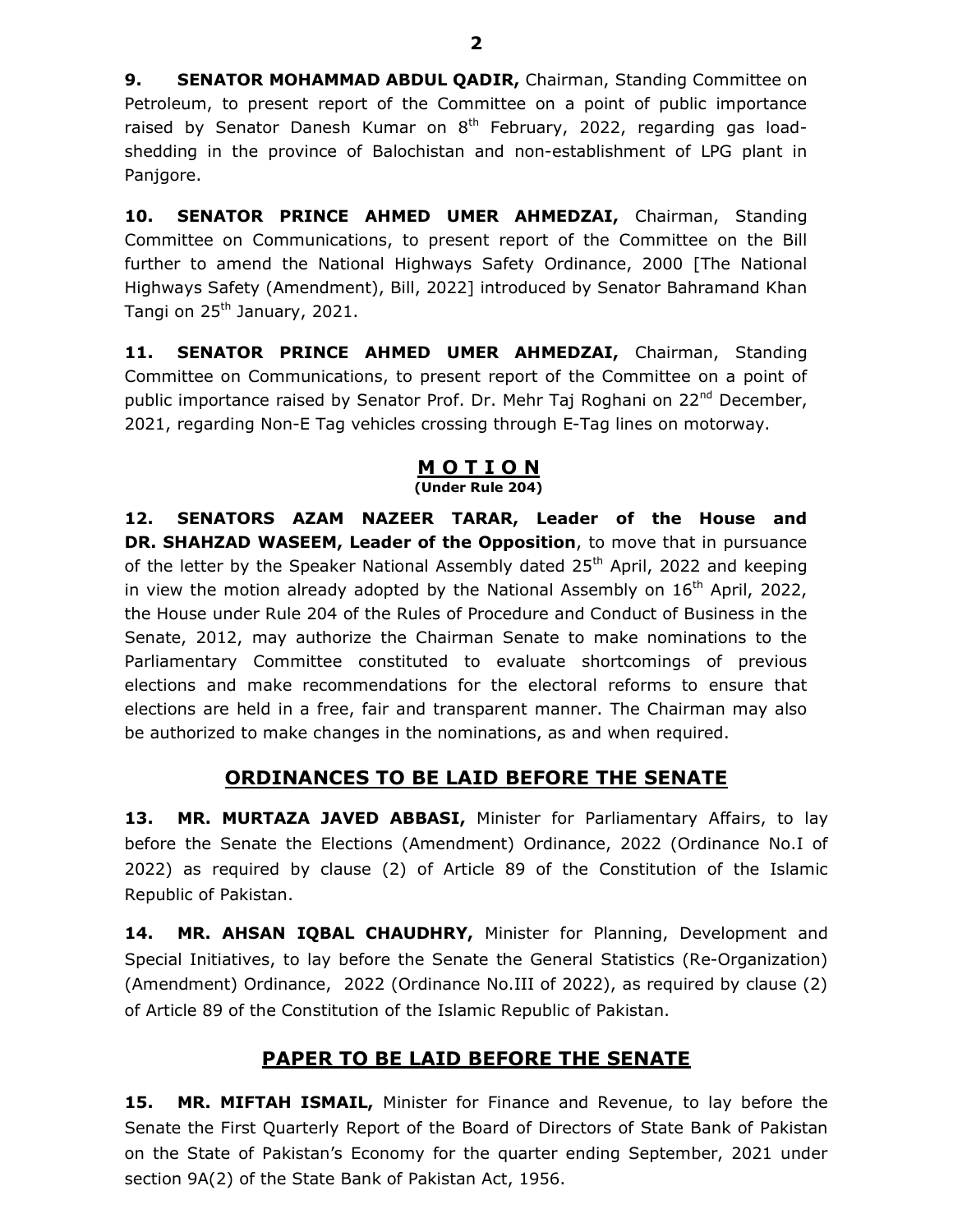**9. SENATOR MOHAMMAD ABDUL QADIR,** Chairman, Standing Committee on Petroleum, to present report of the Committee on a point of public importance raised by Senator Danesh Kumar on 8th February, 2022, regarding gas load-shedding in the province of Balochistan and non-establishment of LPG plant in Panjgore.

**10. SENATOR PRINCE AHMED UMER AHMEDZAI,** Chairman, Standing Committee on Communications, to present report of the Committee on the Bill further to amend the National Highways Safety Ordinance, 2000 [The National Highways Safety (Amendment), Bill, 2022] introduced by Senator Bahramand Khan Tangi on 25th January, 2021.

**11. SENATOR PRINCE AHMED UMER AHMEDZAI,** Chairman, Standing Committee on Communications, to present report of the Committee on a point of public importance raised by Senator Prof. Dr. Mehr Taj Roghani on 22nd December, 2021, regarding Non-E Tag vehicles crossing through E-Tag lines on motorway.

## M O T I O N

**(Under Rule 204)**

**12. SENATORS AZAM NAZEER TARAR, Leader of the House and DR. SHAHZAD WASEEM, Leader of the Opposition**, to move that in pursuance of the letter by the Speaker National Assembly dated 25th April, 2022 and keeping in view the motion already adopted by the National Assembly on 16th April, 2022, the House under Rule 204 of the Rules of Procedure and Conduct of Business in the Senate, 2012, may authorize the Chairman Senate to make nominations to the Parliamentary Committee constituted to evaluate shortcomings of previous elections and make recommendations for the electoral reforms to ensure that elections are held in a free, fair and transparent manner. The Chairman may also be authorized to make changes in the nominations, as and when required.

## ORDINANCES TO BE LAID BEFORE THE SENATE

**13. MR. MURTAZA JAVED ABBASI,** Minister for Parliamentary Affairs, to lay before the Senate the Elections (Amendment) Ordinance, 2022 (Ordinance No.I of 2022) as required by clause (2) of Article 89 of the Constitution of the Islamic Republic of Pakistan.

**14. MR. AHSAN IQBAL CHAUDHRY,** Minister for Planning, Development and Special Initiatives, to lay before the Senate the General Statistics (Re-Organization) (Amendment) Ordinance, 2022 (Ordinance No.III of 2022), as required by clause (2) of Article 89 of the Constitution of the Islamic Republic of Pakistan.

## PAPER TO BE LAID BEFORE THE SENATE

**15. MR. MIFTAH ISMAIL,** Minister for Finance and Revenue, to lay before the Senate the First Quarterly Report of the Board of Directors of State Bank of Pakistan on the State of Pakistan's Economy for the quarter ending September, 2021 under section 9A(2) of the State Bank of Pakistan Act, 1956.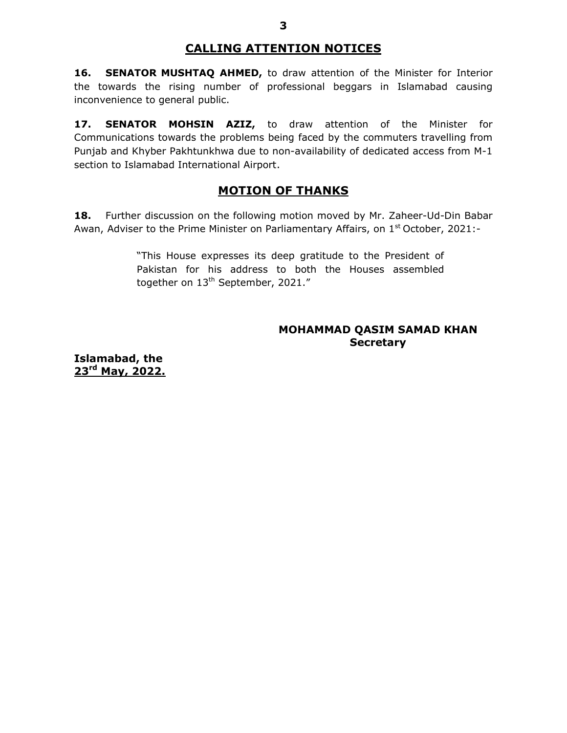## CALLING ATTENTION NOTICES

**16. SENATOR MUSHTAQ AHMED,** to draw attention of the Minister for Interior the towards the rising number of professional beggars in Islamabad causing inconvenience to general public.

**17. SENATOR MOHSIN AZIZ,** to draw attention of the Minister for Communications towards the problems being faced by the commuters travelling from Punjab and Khyber Pakhtunkhwa due to non-availability of dedicated access from M-1 section to Islamabad International Airport.

## MOTION OF THANKS

**18.** Further discussion on the following motion moved by Mr. Zaheer-Ud-Din Babar Awan, Adviser to the Prime Minister on Parliamentary Affairs, on 1st October, 2021:-

> "This House expresses its deep gratitude to the President of Pakistan for his address to both the Houses assembled together on 13th September, 2021."

**MOHAMMAD QASIM SAMAD KHAN**
**Secretary**

**Islamabad, the**
**23rd May, 2022.**